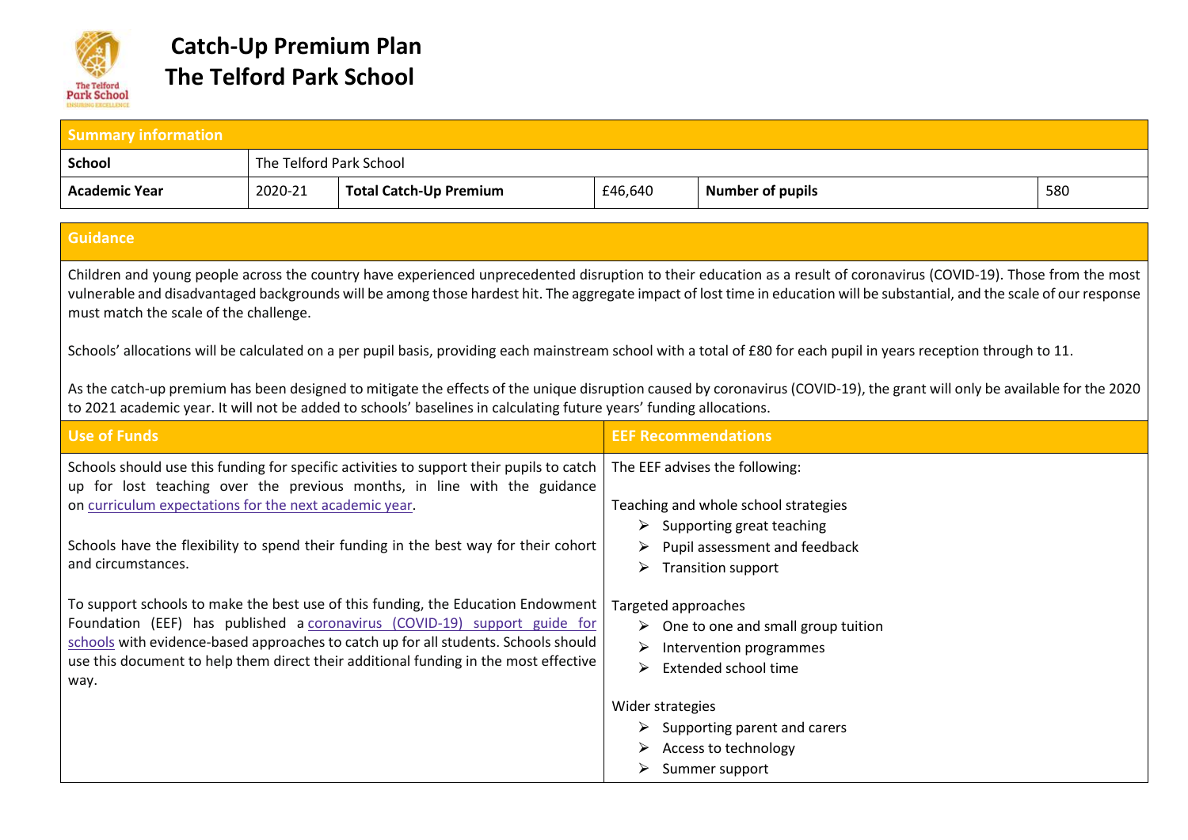# Catch-Up Premium Plan
# The Telford Park School

| Summary information | | | | | |
|---|---|---|---|---|---|
| **School** | The Telford Park School | | | | |
| **Academic Year** | 2020-21 | **Total Catch-Up Premium** | £46,640 | **Number of pupils** | 580 |

## Guidance

Children and young people across the country have experienced unprecedented disruption to their education as a result of coronavirus (COVID-19). Those from the most vulnerable and disadvantaged backgrounds will be among those hardest hit. The aggregate impact of lost time in education will be substantial, and the scale of our response must match the scale of the challenge.

Schools' allocations will be calculated on a per pupil basis, providing each mainstream school with a total of £80 for each pupil in years reception through to 11.

As the catch-up premium has been designed to mitigate the effects of the unique disruption caused by coronavirus (COVID-19), the grant will only be available for the 2020 to 2021 academic year. It will not be added to schools' baselines in calculating future years' funding allocations.

| Use of Funds | EEF Recommendations |
|---|---|
| Schools should use this funding for specific activities to support their pupils to catch up for lost teaching over the previous months, in line with the guidance on curriculum expectations for the next academic year.<br><br>Schools have the flexibility to spend their funding in the best way for their cohort and circumstances.<br><br>To support schools to make the best use of this funding, the Education Endowment Foundation (EEF) has published a coronavirus (COVID-19) support guide for schools with evidence-based approaches to catch up for all students. Schools should use this document to help them direct their additional funding in the most effective way. | The EEF advises the following:<br><br>Teaching and whole school strategies<br>➢ Supporting great teaching<br>➢ Pupil assessment and feedback<br>➢ Transition support<br><br>Targeted approaches<br>➢ One to one and small group tuition<br>➢ Intervention programmes<br>➢ Extended school time<br><br>Wider strategies<br>➢ Supporting parent and carers<br>➢ Access to technology<br>➢ Summer support |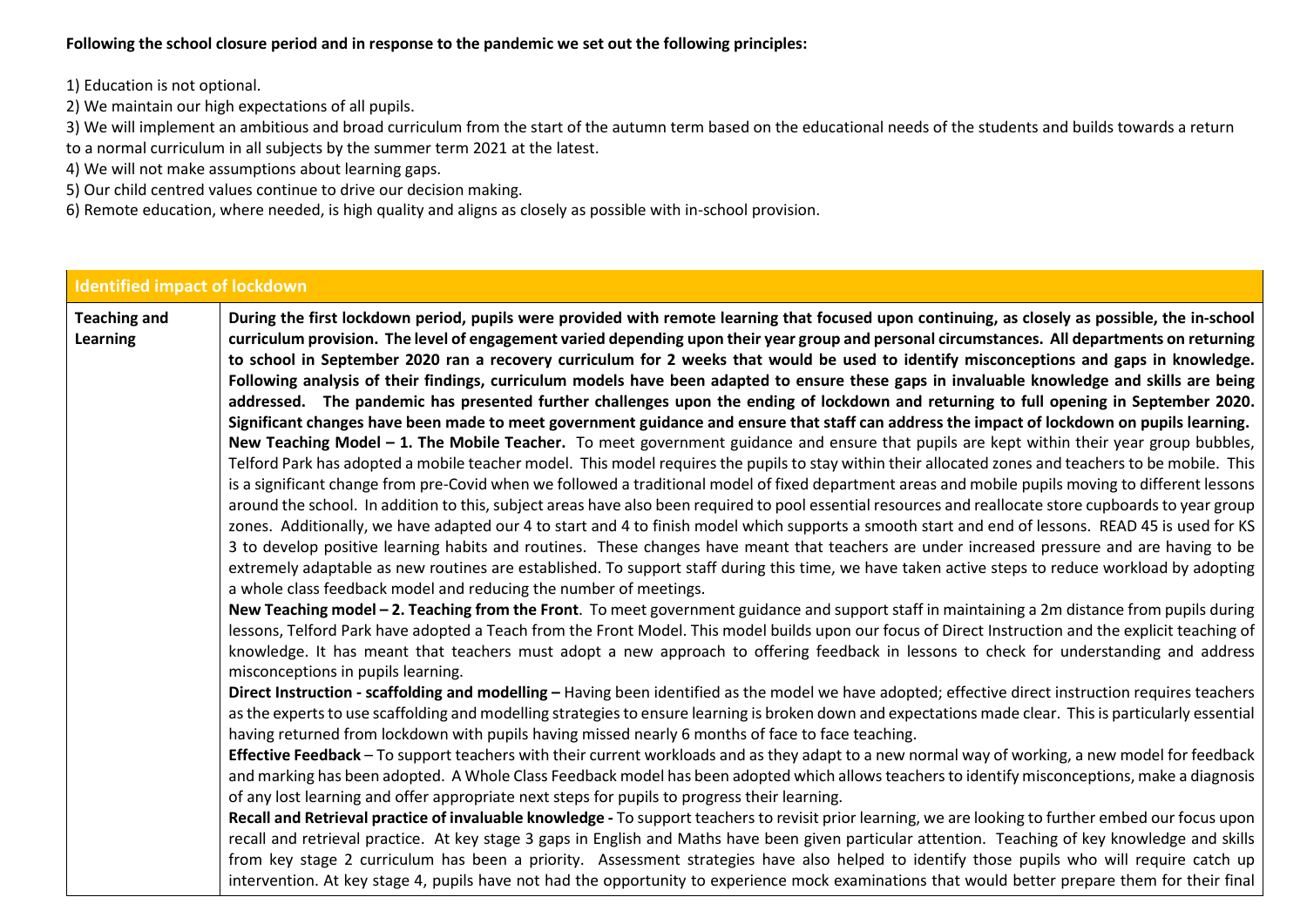**Following the school closure period and in response to the pandemic we set out the following principles:**

1) Education is not optional.
2) We maintain our high expectations of all pupils.
3) We will implement an ambitious and broad curriculum from the start of the autumn term based on the educational needs of the students and builds towards a return to a normal curriculum in all subjects by the summer term 2021 at the latest.
4) We will not make assumptions about learning gaps.
5) Our child centred values continue to drive our decision making.
6) Remote education, where needed, is high quality and aligns as closely as possible with in-school provision.

| **Identified impact of lockdown** | |
|---|---|
| **Teaching and Learning** | **During the first lockdown period, pupils were provided with remote learning that focused upon continuing, as closely as possible, the in-school curriculum provision. The level of engagement varied depending upon their year group and personal circumstances. All departments on returning to school in September 2020 ran a recovery curriculum for 2 weeks that would be used to identify misconceptions and gaps in knowledge. Following analysis of their findings, curriculum models have been adapted to ensure these gaps in invaluable knowledge and skills are being addressed. The pandemic has presented further challenges upon the ending of lockdown and returning to full opening in September 2020. Significant changes have been made to meet government guidance and ensure that staff can address the impact of lockdown on pupils learning.** <br> **New Teaching Model – 1. The Mobile Teacher.** To meet government guidance and ensure that pupils are kept within their year group bubbles, Telford Park has adopted a mobile teacher model. This model requires the pupils to stay within their allocated zones and teachers to be mobile. This is a significant change from pre-Covid when we followed a traditional model of fixed department areas and mobile pupils moving to different lessons around the school. In addition to this, subject areas have also been required to pool essential resources and reallocate store cupboards to year group zones. Additionally, we have adapted our 4 to start and 4 to finish model which supports a smooth start and end of lessons. READ 45 is used for KS 3 to develop positive learning habits and routines. These changes have meant that teachers are under increased pressure and are having to be extremely adaptable as new routines are established. To support staff during this time, we have taken active steps to reduce workload by adopting a whole class feedback model and reducing the number of meetings. <br> **New Teaching model – 2. Teaching from the Front**. To meet government guidance and support staff in maintaining a 2m distance from pupils during lessons, Telford Park have adopted a Teach from the Front Model. This model builds upon our focus of Direct Instruction and the explicit teaching of knowledge. It has meant that teachers must adopt a new approach to offering feedback in lessons to check for understanding and address misconceptions in pupils learning. <br> **Direct Instruction - scaffolding and modelling –** Having been identified as the model we have adopted; effective direct instruction requires teachers as the experts to use scaffolding and modelling strategies to ensure learning is broken down and expectations made clear. This is particularly essential having returned from lockdown with pupils having missed nearly 6 months of face to face teaching. <br> **Effective Feedback** – To support teachers with their current workloads and as they adapt to a new normal way of working, a new model for feedback and marking has been adopted. A Whole Class Feedback model has been adopted which allows teachers to identify misconceptions, make a diagnosis of any lost learning and offer appropriate next steps for pupils to progress their learning. <br> **Recall and Retrieval practice of invaluable knowledge -** To support teachers to revisit prior learning, we are looking to further embed our focus upon recall and retrieval practice. At key stage 3 gaps in English and Maths have been given particular attention. Teaching of key knowledge and skills from key stage 2 curriculum has been a priority. Assessment strategies have also helped to identify those pupils who will require catch up intervention. At key stage 4, pupils have not had the opportunity to experience mock examinations that would better prepare them for their final |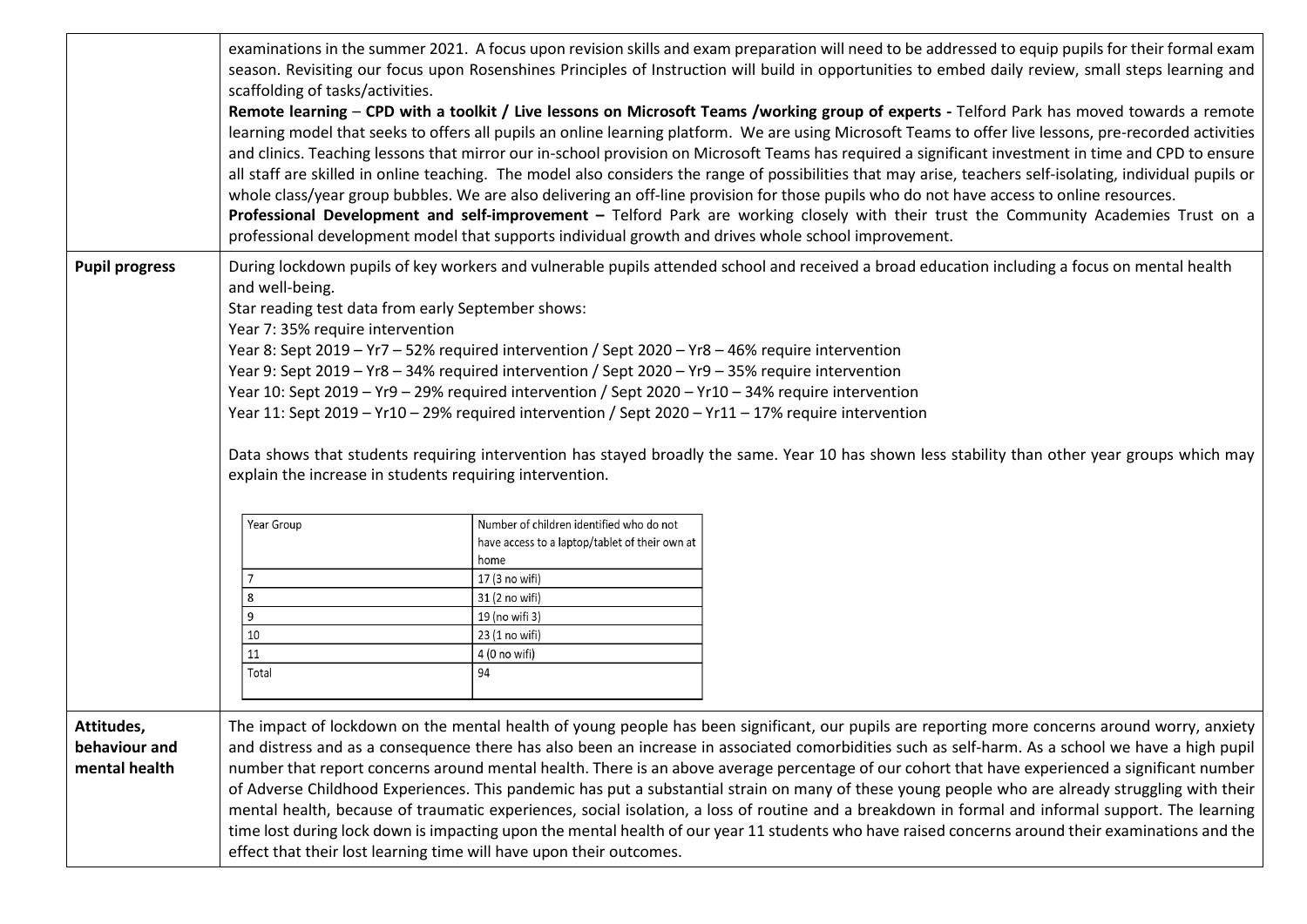| | |
|---|---|
| | examinations in the summer 2021. A focus upon revision skills and exam preparation will need to be addressed to equip pupils for their formal exam season. Revisiting our focus upon Rosenshines Principles of Instruction will build in opportunities to embed daily review, small steps learning and scaffolding of tasks/activities.<br>**Remote learning – CPD with a toolkit / Live lessons on Microsoft Teams /working group of experts -** Telford Park has moved towards a remote learning model that seeks to offers all pupils an online learning platform. We are using Microsoft Teams to offer live lessons, pre-recorded activities and clinics. Teaching lessons that mirror our in-school provision on Microsoft Teams has required a significant investment in time and CPD to ensure all staff are skilled in online teaching. The model also considers the range of possibilities that may arise, teachers self-isolating, individual pupils or whole class/year group bubbles. We are also delivering an off-line provision for those pupils who do not have access to online resources.<br>**Professional Development and self-improvement –** Telford Park are working closely with their trust the Community Academies Trust on a professional development model that supports individual growth and drives whole school improvement. |
| **Pupil progress** | During lockdown pupils of key workers and vulnerable pupils attended school and received a broad education including a focus on mental health and well-being.<br>Star reading test data from early September shows:<br>Year 7: 35% require intervention<br>Year 8: Sept 2019 – Yr7 – 52% required intervention / Sept 2020 – Yr8 – 46% require intervention<br>Year 9: Sept 2019 – Yr8 – 34% required intervention / Sept 2020 – Yr9 – 35% require intervention<br>Year 10: Sept 2019 – Yr9 – 29% required intervention / Sept 2020 – Yr10 – 34% require intervention<br>Year 11: Sept 2019 – Yr10 – 29% required intervention / Sept 2020 – Yr11 – 17% require intervention<br><br>Data shows that students requiring intervention has stayed broadly the same. Year 10 has shown less stability than other year groups which may explain the increase in students requiring intervention. |
| **Attitudes, behaviour and mental health** | The impact of lockdown on the mental health of young people has been significant, our pupils are reporting more concerns around worry, anxiety and distress and as a consequence there has also been an increase in associated comorbidities such as self-harm. As a school we have a high pupil number that report concerns around mental health. There is an above average percentage of our cohort that have experienced a significant number of Adverse Childhood Experiences. This pandemic has put a substantial strain on many of these young people who are already struggling with their mental health, because of traumatic experiences, social isolation, a loss of routine and a breakdown in formal and informal support. The learning time lost during lock down is impacting upon the mental health of our year 11 students who have raised concerns around their examinations and the effect that their lost learning time will have upon their outcomes. |

| Year Group | Number of children identified who do not have access to a laptop/tablet of their own at home |
|---|---|
| 7 | 17 (3 no wifi) |
| 8 | 31 (2 no wifi) |
| 9 | 19 (no wifi 3) |
| 10 | 23 (1 no wifi) |
| 11 | 4 (0 no wifi) |
| Total | 94 |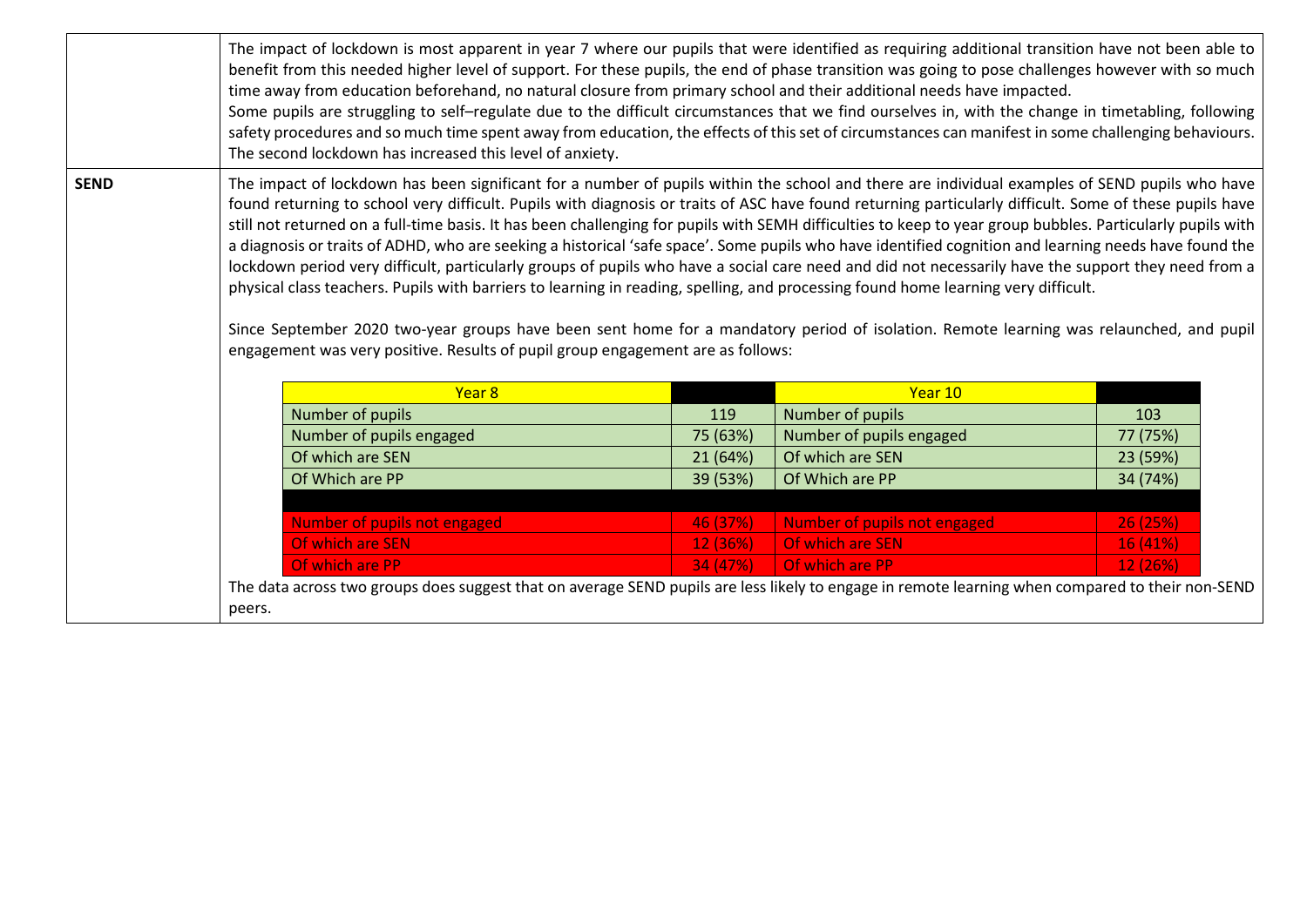| | |
|---|---|
| | The impact of lockdown is most apparent in year 7 where our pupils that were identified as requiring additional transition have not been able to benefit from this needed higher level of support. For these pupils, the end of phase transition was going to pose challenges however with so much time away from education beforehand, no natural closure from primary school and their additional needs have impacted.<br>Some pupils are struggling to self–regulate due to the difficult circumstances that we find ourselves in, with the change in timetabling, following safety procedures and so much time spent away from education, the effects of this set of circumstances can manifest in some challenging behaviours. The second lockdown has increased this level of anxiety. |
| **SEND** | The impact of lockdown has been significant for a number of pupils within the school and there are individual examples of SEND pupils who have found returning to school very difficult. Pupils with diagnosis or traits of ASC have found returning particularly difficult. Some of these pupils have still not returned on a full-time basis. It has been challenging for pupils with SEMH difficulties to keep to year group bubbles. Particularly pupils with a diagnosis or traits of ADHD, who are seeking a historical 'safe space'. Some pupils who have identified cognition and learning needs have found the lockdown period very difficult, particularly groups of pupils who have a social care need and did not necessarily have the support they need from a physical class teachers. Pupils with barriers to learning in reading, spelling, and processing found home learning very difficult.<br><br>Since September 2020 two-year groups have been sent home for a mandatory period of isolation. Remote learning was relaunched, and pupil engagement was very positive. Results of pupil group engagement are as follows: |

| Year 8 | | Year 10 | |
|---|---|---|---|
| Number of pupils | 119 | Number of pupils | 103 |
| Number of pupils engaged | 75 (63%) | Number of pupils engaged | 77 (75%) |
| Of which are SEN | 21 (64%) | Of which are SEN | 23 (59%) |
| Of Which are PP | 39 (53%) | Of Which are PP | 34 (74%) |
| | | | |
| Number of pupils not engaged | 46 (37%) | Number of pupils not engaged | 26 (25%) |
| Of which are SEN | 12 (36%) | Of which are SEN | 16 (41%) |
| Of which are PP | 34 (47%) | Of which are PP | 12 (26%) |

The data across two groups does suggest that on average SEND pupils are less likely to engage in remote learning when compared to their non-SEND peers.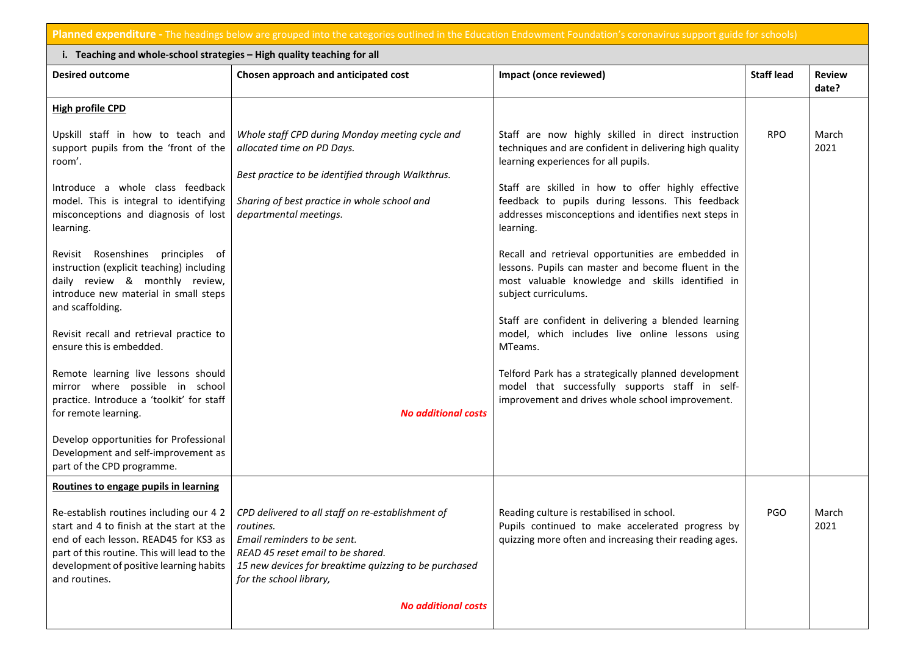**Planned expenditure -** The headings below are grouped into the categories outlined in the Education Endowment Foundation's coronavirus support guide for schools)

**i. Teaching and whole-school strategies – High quality teaching for all**

| Desired outcome | Chosen approach and anticipated cost | Impact (once reviewed) | Staff lead | Review date? |
|---|---|---|---|---|
| **High profile CPD**<br><br>Upskill staff in how to teach and support pupils from the 'front of the room'.<br><br>Introduce a whole class feedback model. This is integral to identifying misconceptions and diagnosis of lost learning.<br><br>Revisit Rosenshines principles of instruction (explicit teaching) including daily review & monthly review, introduce new material in small steps and scaffolding.<br><br>Revisit recall and retrieval practice to ensure this is embedded.<br><br>Remote learning live lessons should mirror where possible in school practice. Introduce a 'toolkit' for staff for remote learning.<br><br>Develop opportunities for Professional Development and self-improvement as part of the CPD programme. | *Whole staff CPD during Monday meeting cycle and allocated time on PD Days.*<br><br>*Best practice to be identified through Walkthrus.*<br><br>*Sharing of best practice in whole school and departmental meetings.*<br><br>***No additional costs*** | Staff are now highly skilled in direct instruction techniques and are confident in delivering high quality learning experiences for all pupils.<br><br>Staff are skilled in how to offer highly effective feedback to pupils during lessons. This feedback addresses misconceptions and identifies next steps in learning.<br><br>Recall and retrieval opportunities are embedded in lessons. Pupils can master and become fluent in the most valuable knowledge and skills identified in subject curriculums.<br><br>Staff are confident in delivering a blended learning model, which includes live online lessons using MTeams.<br><br>Telford Park has a strategically planned development model that successfully supports staff in self-improvement and drives whole school improvement. | RPO | March 2021 |
| **Routines to engage pupils in learning**<br><br>Re-establish routines including our 4 2 start and 4 to finish at the start at the end of each lesson. READ45 for KS3 as part of this routine. This will lead to the development of positive learning habits and routines. | *CPD delivered to all staff on re-establishment of routines.*<br>*Email reminders to be sent.*<br>*READ 45 reset email to be shared.*<br>*15 new devices for breaktime quizzing to be purchased for the school library,*<br><br>***No additional costs*** | Reading culture is restabilised in school.<br>Pupils continued to make accelerated progress by quizzing more often and increasing their reading ages. | PGO | March 2021 |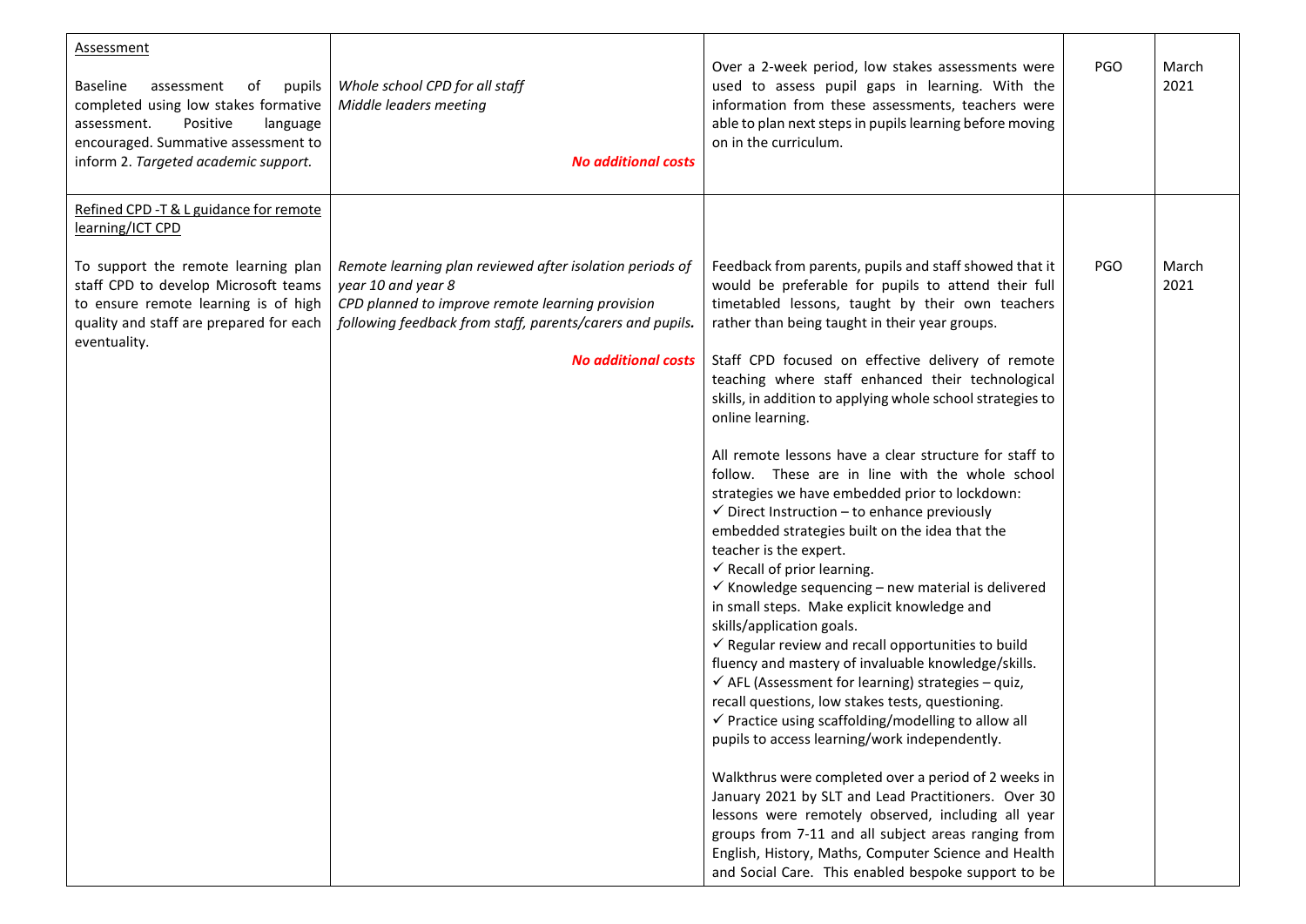| | | | | |
|---|---|---|---|---|
| <u>Assessment</u><br><br>Baseline assessment of pupils completed using low stakes formative assessment. Positive language encouraged. Summative assessment to inform 2. *Targeted academic support.* | *Whole school CPD for all staff*<br>*Middle leaders meeting*<br><br>**No additional costs** | Over a 2-week period, low stakes assessments were used to assess pupil gaps in learning. With the information from these assessments, teachers were able to plan next steps in pupils learning before moving on in the curriculum. | PGO | March 2021 |
| <u>Refined CPD -T & L guidance for remote learning/ICT CPD</u><br><br>To support the remote learning plan staff CPD to develop Microsoft teams to ensure remote learning is of high quality and staff are prepared for each eventuality. | *Remote learning plan reviewed after isolation periods of year 10 and year 8*<br>*CPD planned to improve remote learning provision following feedback from staff, parents/carers and pupils.*<br><br>**No additional costs** | Feedback from parents, pupils and staff showed that it would be preferable for pupils to attend their full timetabled lessons, taught by their own teachers rather than being taught in their year groups.<br><br>Staff CPD focused on effective delivery of remote teaching where staff enhanced their technological skills, in addition to applying whole school strategies to online learning.<br><br>All remote lessons have a clear structure for staff to follow. These are in line with the whole school strategies we have embedded prior to lockdown:<br>✓ Direct Instruction – to enhance previously embedded strategies built on the idea that the teacher is the expert.<br>✓ Recall of prior learning.<br>✓ Knowledge sequencing – new material is delivered in small steps. Make explicit knowledge and skills/application goals.<br>✓ Regular review and recall opportunities to build fluency and mastery of invaluable knowledge/skills.<br>✓ AFL (Assessment for learning) strategies – quiz, recall questions, low stakes tests, questioning.<br>✓ Practice using scaffolding/modelling to allow all pupils to access learning/work independently.<br><br>Walkthrus were completed over a period of 2 weeks in January 2021 by SLT and Lead Practitioners. Over 30 lessons were remotely observed, including all year groups from 7-11 and all subject areas ranging from English, History, Maths, Computer Science and Health and Social Care. This enabled bespoke support to be | PGO | March 2021 |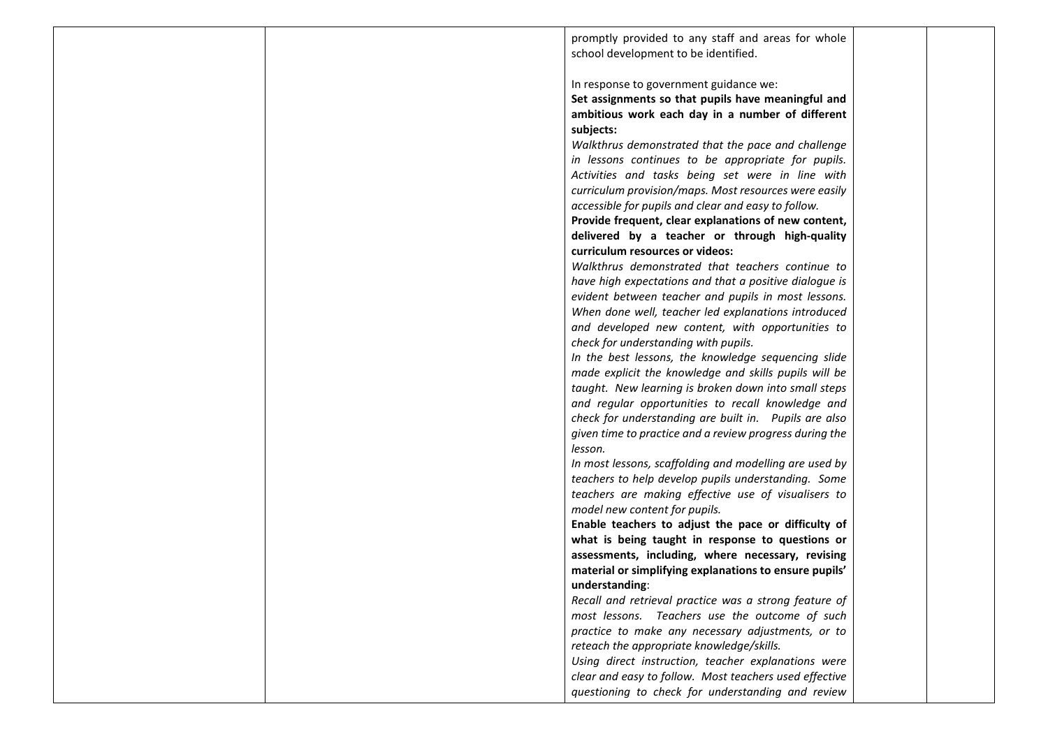| | | | | |
|---|---|---|---|---|
| | | promptly provided to any staff and areas for whole school development to be identified.<br><br>In response to government guidance we:<br>**Set assignments so that pupils have meaningful and ambitious work each day in a number of different subjects:**<br>*Walkthrus demonstrated that the pace and challenge in lessons continues to be appropriate for pupils. Activities and tasks being set were in line with curriculum provision/maps. Most resources were easily accessible for pupils and clear and easy to follow.*<br>**Provide frequent, clear explanations of new content, delivered by a teacher or through high-quality curriculum resources or videos:**<br>*Walkthrus demonstrated that teachers continue to have high expectations and that a positive dialogue is evident between teacher and pupils in most lessons. When done well, teacher led explanations introduced and developed new content, with opportunities to check for understanding with pupils.*<br>*In the best lessons, the knowledge sequencing slide made explicit the knowledge and skills pupils will be taught. New learning is broken down into small steps and regular opportunities to recall knowledge and check for understanding are built in. Pupils are also given time to practice and a review progress during the lesson.*<br>*In most lessons, scaffolding and modelling are used by teachers to help develop pupils understanding. Some teachers are making effective use of visualisers to model new content for pupils.*<br>**Enable teachers to adjust the pace or difficulty of what is being taught in response to questions or assessments, including, where necessary, revising material or simplifying explanations to ensure pupils' understanding**:<br>*Recall and retrieval practice was a strong feature of most lessons. Teachers use the outcome of such practice to make any necessary adjustments, or to reteach the appropriate knowledge/skills.*<br>*Using direct instruction, teacher explanations were clear and easy to follow. Most teachers used effective questioning to check for understanding and review* | | |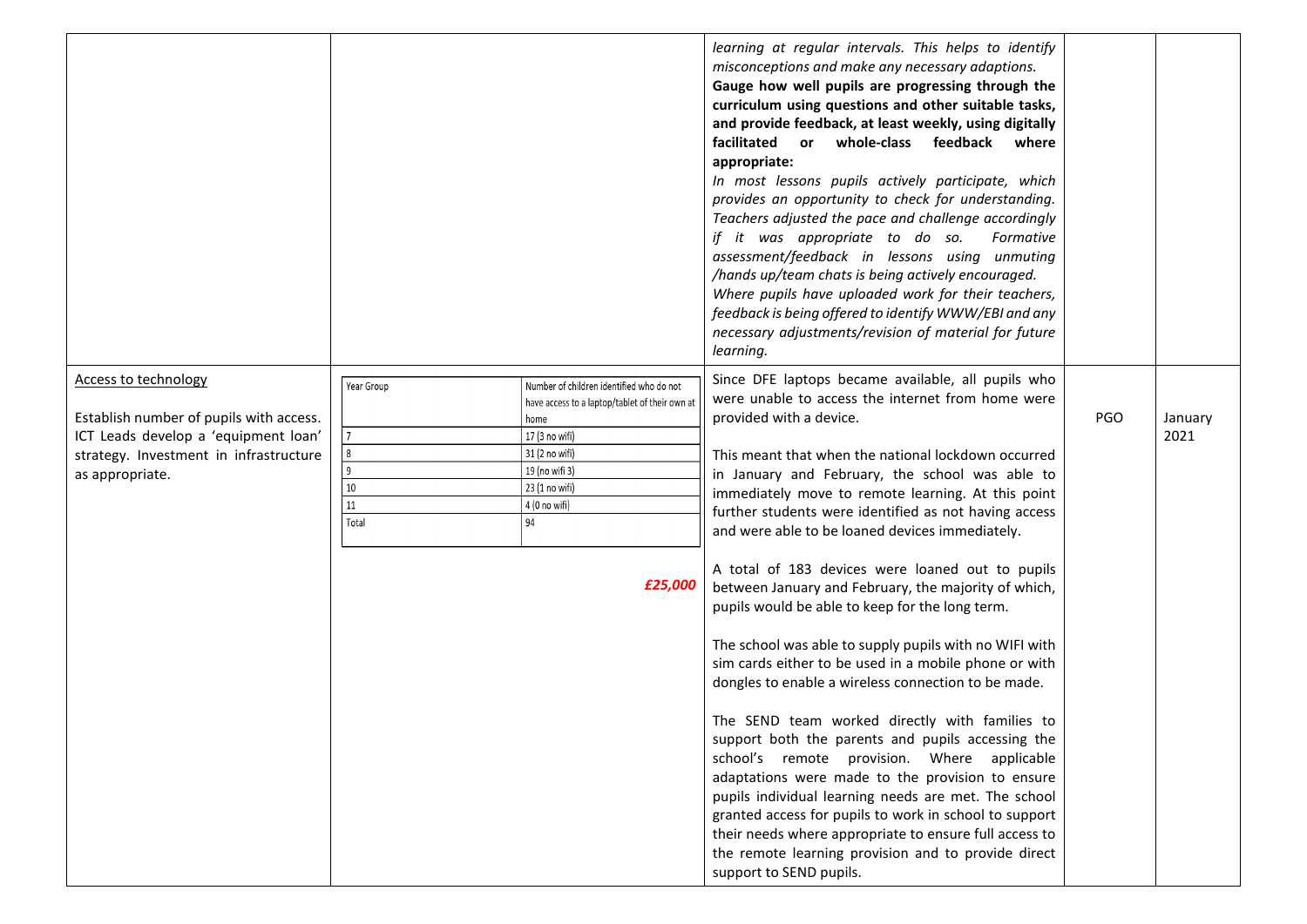| | | | | |
|---|---|---|---|---|
| | | *learning at regular intervals. This helps to identify misconceptions and make any necessary adaptions.*<br>**Gauge how well pupils are progressing through the curriculum using questions and other suitable tasks, and provide feedback, at least weekly, using digitally facilitated or whole-class feedback where appropriate:**<br>*In most lessons pupils actively participate, which provides an opportunity to check for understanding. Teachers adjusted the pace and challenge accordingly if it was appropriate to do so. Formative assessment/feedback in lessons using unmuting /hands up/team chats is being actively encouraged.*<br>*Where pupils have uploaded work for their teachers, feedback is being offered to identify WWW/EBI and any necessary adjustments/revision of material for future learning.* | | |
| Access to technology<br><br>Establish number of pupils with access. ICT Leads develop a 'equipment loan' strategy. Investment in infrastructure as appropriate. | Year Group / Number of children identified who do not have access to a laptop/tablet of their own at home:<br>7: 17 (3 no wifi)<br>8: 31 (2 no wifi)<br>9: 19 (no wifi 3)<br>10: 23 (1 no wifi)<br>11: 4 (0 no wifi)<br>Total: 94<br><br>***£25,000*** | Since DFE laptops became available, all pupils who were unable to access the internet from home were provided with a device.<br><br>This meant that when the national lockdown occurred in January and February, the school was able to immediately move to remote learning. At this point further students were identified as not having access and were able to be loaned devices immediately.<br><br>A total of 183 devices were loaned out to pupils between January and February, the majority of which, pupils would be able to keep for the long term.<br><br>The school was able to supply pupils with no WIFI with sim cards either to be used in a mobile phone or with dongles to enable a wireless connection to be made.<br><br>The SEND team worked directly with families to support both the parents and pupils accessing the school's remote provision. Where applicable adaptations were made to the provision to ensure pupils individual learning needs are met. The school granted access for pupils to work in school to support their needs where appropriate to ensure full access to the remote learning provision and to provide direct support to SEND pupils. | PGO | January 2021 |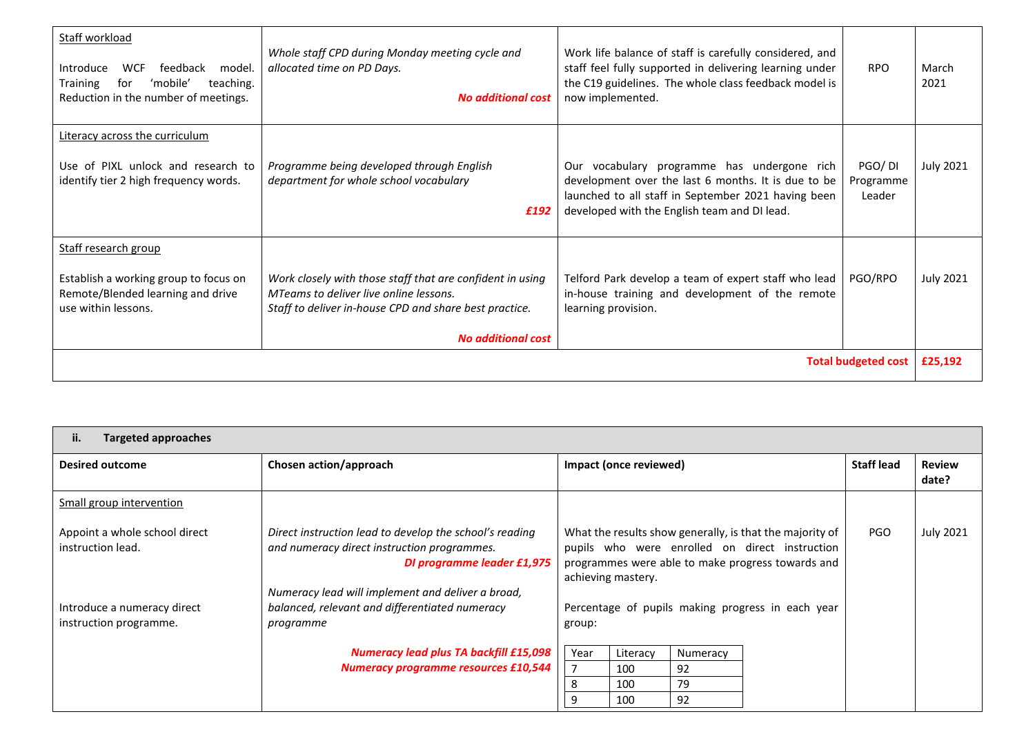| Staff workload<br><br>Introduce WCF feedback model. Training for 'mobile' teaching. Reduction in the number of meetings. | *Whole staff CPD during Monday meeting cycle and allocated time on PD Days.*<br><br>***No additional cost*** | Work life balance of staff is carefully considered, and staff feel fully supported in delivering learning under the C19 guidelines. The whole class feedback model is now implemented. | RPO | March 2021 |
|---|---|---|---|---|
| Literacy across the curriculum<br><br>Use of PIXL unlock and research to identify tier 2 high frequency words. | *Programme being developed through English department for whole school vocabulary*<br><br>***£192*** | Our vocabulary programme has undergone rich development over the last 6 months. It is due to be launched to all staff in September 2021 having been developed with the English team and DI lead. | PGO/ DI Programme Leader | July 2021 |
| Staff research group<br><br>Establish a working group to focus on Remote/Blended learning and drive use within lessons. | *Work closely with those staff that are confident in using MTeams to deliver live online lessons.*<br>*Staff to deliver in-house CPD and share best practice.*<br><br>***No additional cost*** | Telford Park develop a team of expert staff who lead in-house training and development of the remote learning provision. | PGO/RPO | July 2021 |
| | | | **Total budgeted cost** | **£25,192** |

| **ii. Targeted approaches** | | | | |
|---|---|---|---|---|
| **Desired outcome** | **Chosen action/approach** | **Impact (once reviewed)** | **Staff lead** | **Review date?** |
| Small group intervention<br><br>Appoint a whole school direct instruction lead.<br><br>Introduce a numeracy direct instruction programme. | *Direct instruction lead to develop the school's reading and numeracy direct instruction programmes.*<br>***DI programme leader £1,975***<br><br>*Numeracy lead will implement and deliver a broad, balanced, relevant and differentiated numeracy programme*<br><br>***Numeracy lead plus TA backfill £15,098***<br>***Numeracy programme resources £10,544*** | What the results show generally, is that the majority of pupils who were enrolled on direct instruction programmes were able to make progress towards and achieving mastery.<br><br>Percentage of pupils making progress in each year group:<br><br>Year / Literacy / Numeracy<br>7 / 100 / 92<br>8 / 100 / 79<br>9 / 100 / 92 | PGO | July 2021 |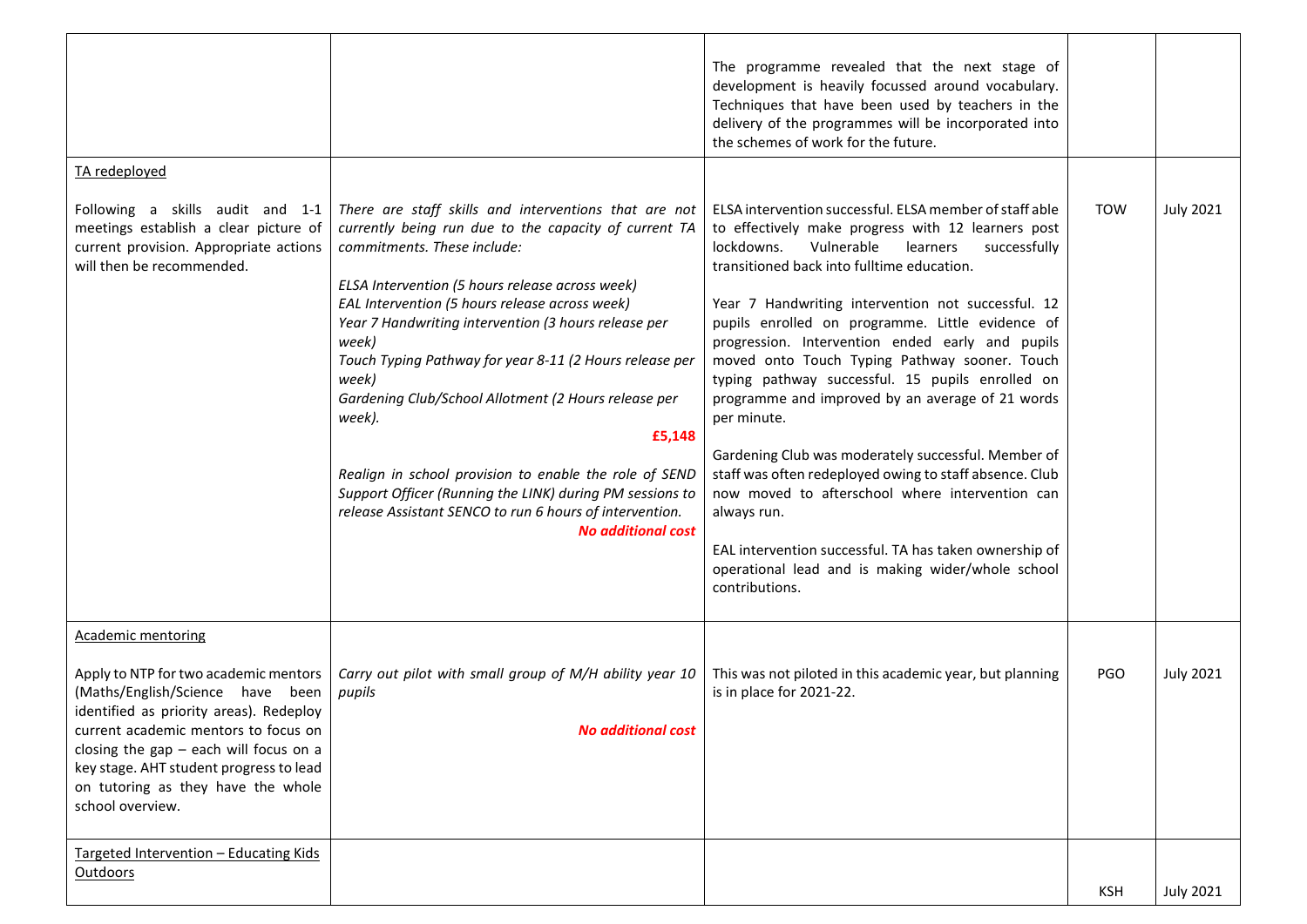| | | | | |
|---|---|---|---|---|
| | | The programme revealed that the next stage of development is heavily focussed around vocabulary. Techniques that have been used by teachers in the delivery of the programmes will be incorporated into the schemes of work for the future. | | |
| TA redeployed<br><br>Following a skills audit and 1-1 meetings establish a clear picture of current provision. Appropriate actions will then be recommended. | *There are staff skills and interventions that are not currently being run due to the capacity of current TA commitments. These include:*<br><br>*ELSA Intervention (5 hours release across week)*<br>*EAL Intervention (5 hours release across week)*<br>*Year 7 Handwriting intervention (3 hours release per week)*<br>*Touch Typing Pathway for year 8-11 (2 Hours release per week)*<br>*Gardening Club/School Allotment (2 Hours release per week).*<br>**£5,148**<br><br>*Realign in school provision to enable the role of SEND Support Officer (Running the LINK) during PM sessions to release Assistant SENCO to run 6 hours of intervention.*<br>***No additional cost*** | ELSA intervention successful. ELSA member of staff able to effectively make progress with 12 learners post lockdowns. Vulnerable learners successfully transitioned back into fulltime education.<br><br>Year 7 Handwriting intervention not successful. 12 pupils enrolled on programme. Little evidence of progression. Intervention ended early and pupils moved onto Touch Typing Pathway sooner. Touch typing pathway successful. 15 pupils enrolled on programme and improved by an average of 21 words per minute.<br><br>Gardening Club was moderately successful. Member of staff was often redeployed owing to staff absence. Club now moved to afterschool where intervention can always run.<br><br>EAL intervention successful. TA has taken ownership of operational lead and is making wider/whole school contributions. | TOW | July 2021 |
| Academic mentoring<br><br>Apply to NTP for two academic mentors (Maths/English/Science have been identified as priority areas). Redeploy current academic mentors to focus on closing the gap – each will focus on a key stage. AHT student progress to lead on tutoring as they have the whole school overview. | *Carry out pilot with small group of M/H ability year 10 pupils*<br><br>***No additional cost*** | This was not piloted in this academic year, but planning is in place for 2021-22. | PGO | July 2021 |
| Targeted Intervention – Educating Kids Outdoors | | | KSH | July 2021 |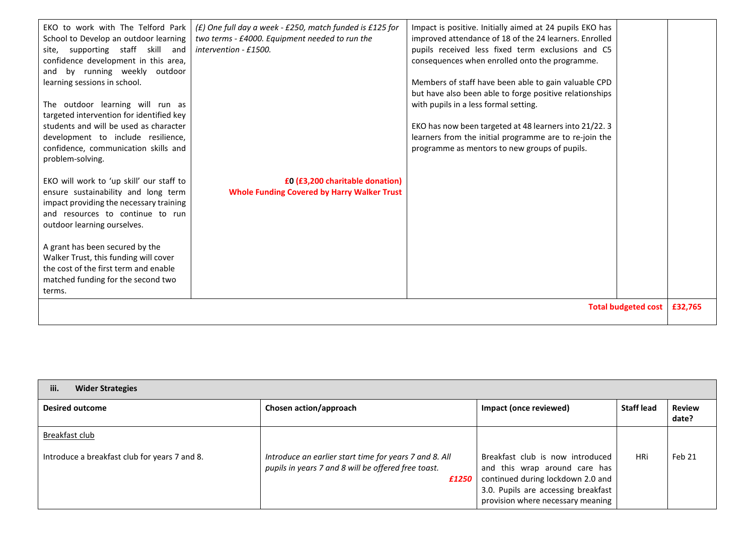| | | | | |
|---|---|---|---|---|
| EKO to work with The Telford Park School to Develop an outdoor learning site, supporting staff skill and confidence development in this area, and by running weekly outdoor learning sessions in school.<br><br>The outdoor learning will run as targeted intervention for identified key students and will be used as character development to include resilience, confidence, communication skills and problem-solving.<br><br>EKO will work to 'up skill' our staff to ensure sustainability and long term impact providing the necessary training and resources to continue to run outdoor learning ourselves.<br><br>A grant has been secured by the Walker Trust, this funding will cover the cost of the first term and enable matched funding for the second two terms. | *(£) One full day a week - £250, match funded is £125 for two terms - £4000. Equipment needed to run the intervention - £1500.*<br><br>**£0 (£3,200 charitable donation)**<br>**Whole Funding Covered by Harry Walker Trust** | Impact is positive. Initially aimed at 24 pupils EKO has improved attendance of 18 of the 24 learners. Enrolled pupils received less fixed term exclusions and C5 consequences when enrolled onto the programme.<br><br>Members of staff have been able to gain valuable CPD but have also been able to forge positive relationships with pupils in a less formal setting.<br><br>EKO has now been targeted at 48 learners into 21/22. 3 learners from the initial programme are to re-join the programme as mentors to new groups of pupils. | | |
| | | | **Total budgeted cost** | **£32,765** |

| **iii. Wider Strategies** | | | | |
|---|---|---|---|---|
| **Desired outcome** | **Chosen action/approach** | **Impact (once reviewed)** | **Staff lead** | **Review date?** |
| Breakfast club<br><br>Introduce a breakfast club for years 7 and 8. | *Introduce an earlier start time for years 7 and 8. All pupils in years 7 and 8 will be offered free toast.*<br>***£1250*** | Breakfast club is now introduced and this wrap around care has continued during lockdown 2.0 and 3.0. Pupils are accessing breakfast provision where necessary meaning | HRi | Feb 21 |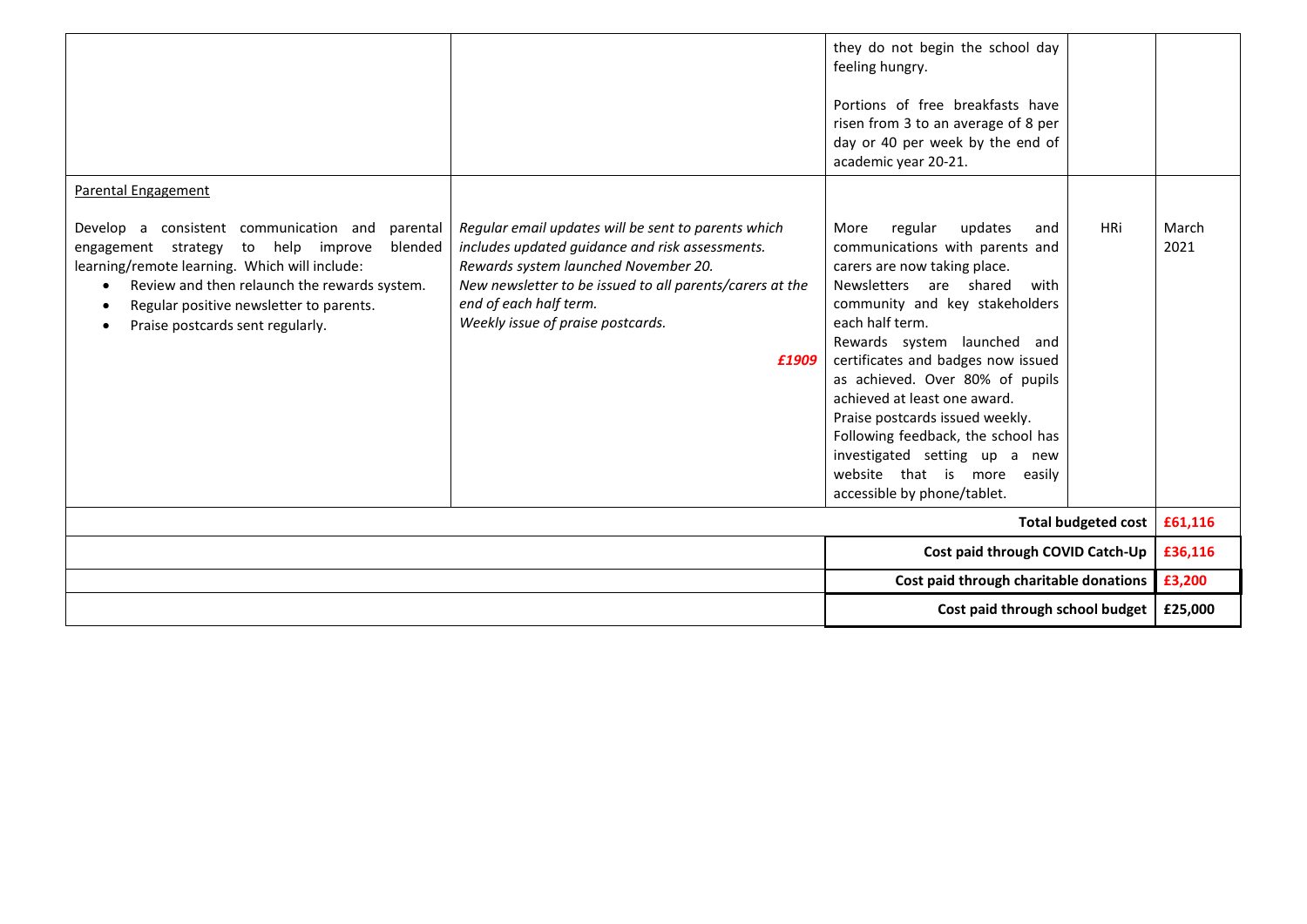| | | | | |
|---|---|---|---|---|
| | | they do not begin the school day feeling hungry.<br><br>Portions of free breakfasts have risen from 3 to an average of 8 per day or 40 per week by the end of academic year 20-21. | | |
| Parental Engagement<br><br>Develop a consistent communication and parental engagement strategy to help improve blended learning/remote learning. Which will include:<br>• Review and then relaunch the rewards system.<br>• Regular positive newsletter to parents.<br>• Praise postcards sent regularly. | *Regular email updates will be sent to parents which includes updated guidance and risk assessments.*<br>*Rewards system launched November 20.*<br>*New newsletter to be issued to all parents/carers at the end of each half term.*<br>*Weekly issue of praise postcards.*<br><br>***£1909*** | More regular updates and communications with parents and carers are now taking place.<br>Newsletters are shared with community and key stakeholders each half term.<br>Rewards system launched and certificates and badges now issued as achieved. Over 80% of pupils achieved at least one award.<br>Praise postcards issued weekly.<br>Following feedback, the school has investigated setting up a new website that is more easily accessible by phone/tablet. | HRi | March 2021 |
| | | | **Total budgeted cost** | **£61,116** |
| | | | **Cost paid through COVID Catch-Up** | **£36,116** |
| | | | **Cost paid through charitable donations** | **£3,200** |
| | | | **Cost paid through school budget** | **£25,000** |